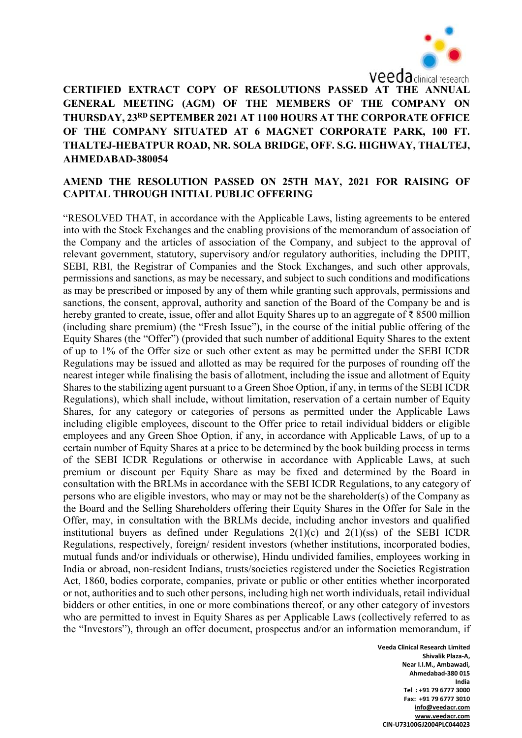**CERTIFIED EXTRACT COPY OF RESOLUTIONS PASSED AT THE ANNUAL GENERAL MEETING (AGM) OF THE MEMBERS OF THE COMPANY ON THURSDAY, 23RD SEPTEMBER 2021 AT 1100 HOURS AT THE CORPORATE OFFICE OF THE COMPANY SITUATED AT 6 MAGNET CORPORATE PARK, 100 FT. THALTEJ-HEBATPUR ROAD, NR. SOLA BRIDGE, OFF. S.G. HIGHWAY, THALTEJ, AHMEDABAD-380054**

**AMEND THE RESOLUTION PASSED ON 25TH MAY, 2021 FOR RAISING OF CAPITAL THROUGH INITIAL PUBLIC OFFERING**

"RESOLVED THAT, in accordance with the Applicable Laws, listing agreements to be entered into with the Stock Exchanges and the enabling provisions of the memorandum of association of the Company and the articles of association of the Company, and subject to the approval of relevant government, statutory, supervisory and/or regulatory authorities, including the DPIIT, SEBI, RBI, the Registrar of Companies and the Stock Exchanges, and such other approvals, permissions and sanctions, as may be necessary, and subject to such conditions and modifications as may be prescribed or imposed by any of them while granting such approvals, permissions and sanctions, the consent, approval, authority and sanction of the Board of the Company be and is hereby granted to create, issue, offer and allot Equity Shares up to an aggregate of ₹ 8500 million (including share premium) (the "Fresh Issue"), in the course of the initial public offering of the Equity Shares (the "Offer") (provided that such number of additional Equity Shares to the extent of up to 1% of the Offer size or such other extent as may be permitted under the SEBI ICDR Regulations may be issued and allotted as may be required for the purposes of rounding off the nearest integer while finalising the basis of allotment, including the issue and allotment of Equity Shares to the stabilizing agent pursuant to a Green Shoe Option, if any, in terms of the SEBI ICDR Regulations), which shall include, without limitation, reservation of a certain number of Equity Shares, for any category or categories of persons as permitted under the Applicable Laws including eligible employees, discount to the Offer price to retail individual bidders or eligible employees and any Green Shoe Option, if any, in accordance with Applicable Laws, of up to a certain number of Equity Shares at a price to be determined by the book building process in terms of the SEBI ICDR Regulations or otherwise in accordance with Applicable Laws, at such premium or discount per Equity Share as may be fixed and determined by the Board in consultation with the BRLMs in accordance with the SEBI ICDR Regulations, to any category of persons who are eligible investors, who may or may not be the shareholder(s) of the Company as the Board and the Selling Shareholders offering their Equity Shares in the Offer for Sale in the Offer, may, in consultation with the BRLMs decide, including anchor investors and qualified institutional buyers as defined under Regulations 2(1)(c) and 2(1)(ss) of the SEBI ICDR Regulations, respectively, foreign/ resident investors (whether institutions, incorporated bodies, mutual funds and/or individuals or otherwise), Hindu undivided families, employees working in India or abroad, non-resident Indians, trusts/societies registered under the Societies Registration Act, 1860, bodies corporate, companies, private or public or other entities whether incorporated or not, authorities and to such other persons, including high net worth individuals, retail individual bidders or other entities, in one or more combinations thereof, or any other category of investors who are permitted to invest in Equity Shares as per Applicable Laws (collectively referred to as the "Investors"), through an offer document, prospectus and/or an information memorandum, if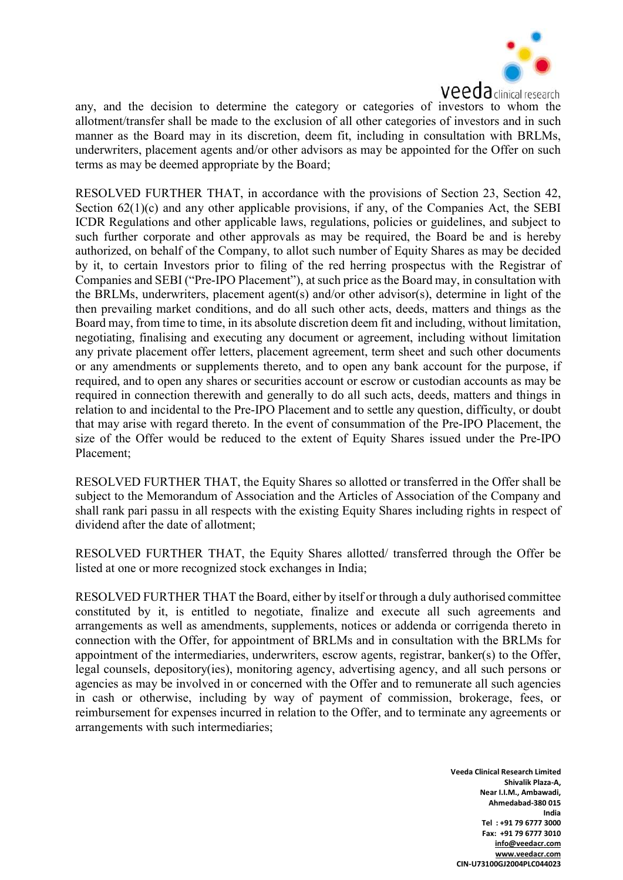any, and the decision to determine the category or categories of investors to whom the allotment/transfer shall be made to the exclusion of all other categories of investors and in such manner as the Board may in its discretion, deem fit, including in consultation with BRLMs, underwriters, placement agents and/or other advisors as may be appointed for the Offer on such terms as may be deemed appropriate by the Board;

RESOLVED FURTHER THAT, in accordance with the provisions of Section 23, Section 42, Section 62(1)(c) and any other applicable provisions, if any, of the Companies Act, the SEBI ICDR Regulations and other applicable laws, regulations, policies or guidelines, and subject to such further corporate and other approvals as may be required, the Board be and is hereby authorized, on behalf of the Company, to allot such number of Equity Shares as may be decided by it, to certain Investors prior to filing of the red herring prospectus with the Registrar of Companies and SEBI ("Pre-IPO Placement"), at such price as the Board may, in consultation with the BRLMs, underwriters, placement agent(s) and/or other advisor(s), determine in light of the then prevailing market conditions, and do all such other acts, deeds, matters and things as the Board may, from time to time, in its absolute discretion deem fit and including, without limitation, negotiating, finalising and executing any document or agreement, including without limitation any private placement offer letters, placement agreement, term sheet and such other documents or any amendments or supplements thereto, and to open any bank account for the purpose, if required, and to open any shares or securities account or escrow or custodian accounts as may be required in connection therewith and generally to do all such acts, deeds, matters and things in relation to and incidental to the Pre-IPO Placement and to settle any question, difficulty, or doubt that may arise with regard thereto. In the event of consummation of the Pre-IPO Placement, the size of the Offer would be reduced to the extent of Equity Shares issued under the Pre-IPO Placement;

RESOLVED FURTHER THAT, the Equity Shares so allotted or transferred in the Offer shall be subject to the Memorandum of Association and the Articles of Association of the Company and shall rank pari passu in all respects with the existing Equity Shares including rights in respect of dividend after the date of allotment;

RESOLVED FURTHER THAT, the Equity Shares allotted/ transferred through the Offer be listed at one or more recognized stock exchanges in India;

RESOLVED FURTHER THAT the Board, either by itself or through a duly authorised committee constituted by it, is entitled to negotiate, finalize and execute all such agreements and arrangements as well as amendments, supplements, notices or addenda or corrigenda thereto in connection with the Offer, for appointment of BRLMs and in consultation with the BRLMs for appointment of the intermediaries, underwriters, escrow agents, registrar, banker(s) to the Offer, legal counsels, depository(ies), monitoring agency, advertising agency, and all such persons or agencies as may be involved in or concerned with the Offer and to remunerate all such agencies in cash or otherwise, including by way of payment of commission, brokerage, fees, or reimbursement for expenses incurred in relation to the Offer, and to terminate any agreements or arrangements with such intermediaries;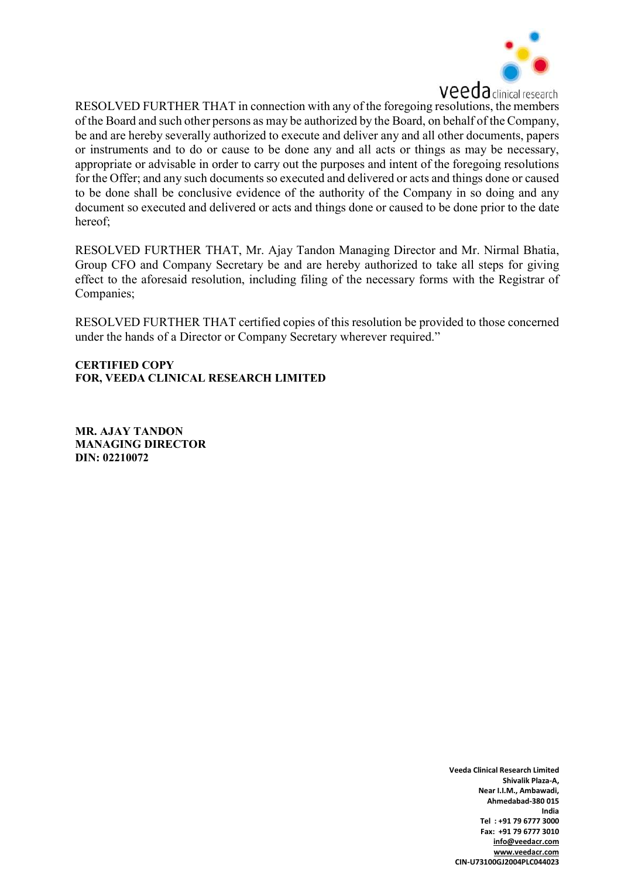RESOLVED FURTHER THAT in connection with any of the foregoing resolutions, the members of the Board and such other persons as may be authorized by the Board, on behalf of the Company, be and are hereby severally authorized to execute and deliver any and all other documents, papers or instruments and to do or cause to be done any and all acts or things as may be necessary, appropriate or advisable in order to carry out the purposes and intent of the foregoing resolutions for the Offer; and any such documents so executed and delivered or acts and things done or caused to be done shall be conclusive evidence of the authority of the Company in so doing and any document so executed and delivered or acts and things done or caused to be done prior to the date hereof;

RESOLVED FURTHER THAT, Mr. Ajay Tandon Managing Director and Mr. Nirmal Bhatia, Group CFO and Company Secretary be and are hereby authorized to take all steps for giving effect to the aforesaid resolution, including filing of the necessary forms with the Registrar of Companies;

RESOLVED FURTHER THAT certified copies of this resolution be provided to those concerned under the hands of a Director or Company Secretary wherever required."

**CERTIFIED COPY**
**FOR, VEEDA CLINICAL RESEARCH LIMITED**

**MR. AJAY TANDON**
**MANAGING DIRECTOR**
**DIN: 02210072**

**Veeda Clinical Research Limited**
**Shivalik Plaza-A,**
**Near I.I.M., Ambawadi,**
**Ahmedabad-380 015**
**India**
**Tel : +91 79 6777 3000**
**Fax: +91 79 6777 3010**
**info@veedacr.com**
**www.veedacr.com**
**CIN-U73100GJ2004PLC044023**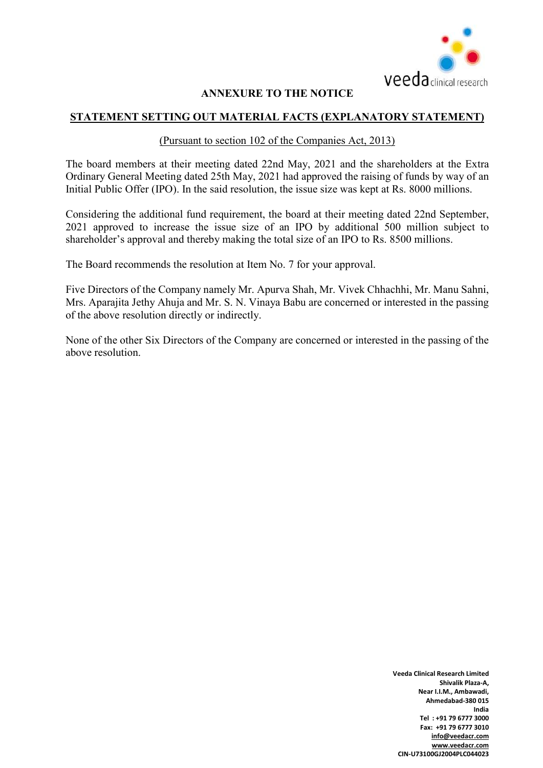## ANNEXURE TO THE NOTICE

## STATEMENT SETTING OUT MATERIAL FACTS (EXPLANATORY STATEMENT)

(Pursuant to section 102 of the Companies Act, 2013)

The board members at their meeting dated 22nd May, 2021 and the shareholders at the Extra Ordinary General Meeting dated 25th May, 2021 had approved the raising of funds by way of an Initial Public Offer (IPO). In the said resolution, the issue size was kept at Rs. 8000 millions.

Considering the additional fund requirement, the board at their meeting dated 22nd September, 2021 approved to increase the issue size of an IPO by additional 500 million subject to shareholder's approval and thereby making the total size of an IPO to Rs. 8500 millions.

The Board recommends the resolution at Item No. 7 for your approval.

Five Directors of the Company namely Mr. Apurva Shah, Mr. Vivek Chhachhi, Mr. Manu Sahni, Mrs. Aparajita Jethy Ahuja and Mr. S. N. Vinaya Babu are concerned or interested in the passing of the above resolution directly or indirectly.

None of the other Six Directors of the Company are concerned or interested in the passing of the above resolution.

**Veeda Clinical Research Limited**
**Shivalik Plaza-A,**
**Near I.I.M., Ambawadi,**
**Ahmedabad-380 015**
**India**
**Tel : +91 79 6777 3000**
**Fax: +91 79 6777 3010**
**info@veedacr.com**
**www.veedacr.com**
**CIN-U73100GJ2004PLC044023**